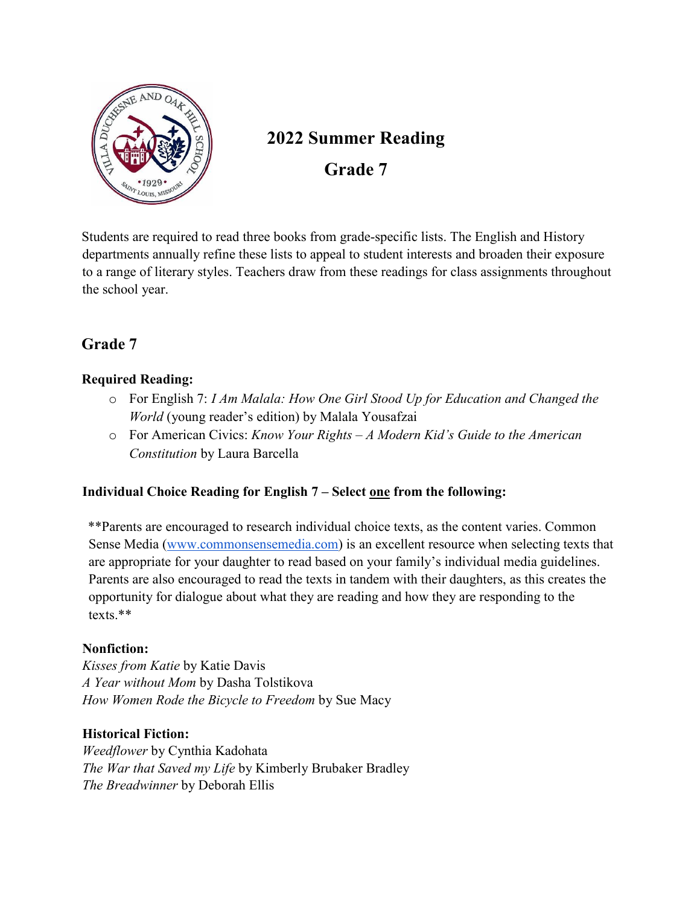# 2022 Summer Reading

## Grade 7

Students are required to read three books from grade-specific lists. The English and History departments annually refine these lists to appeal to student interests and broaden their exposure to a range of literary styles. Teachers draw from these readings for class assignments throughout the school year.

## Grade 7

**Required Reading:**

- For English 7: *I Am Malala: How One Girl Stood Up for Education and Changed the World* (young reader's edition) by Malala Yousafzai
- For American Civics: *Know Your Rights – A Modern Kid's Guide to the American Constitution* by Laura Barcella

**Individual Choice Reading for English 7 – Select <u>one</u> from the following:**

**Parents are encouraged to research individual choice texts, as the content varies. Common Sense Media (www.commonsensemedia.com) is an excellent resource when selecting texts that are appropriate for your daughter to read based on your family's individual media guidelines. Parents are also encouraged to read the texts in tandem with their daughters, as this creates the opportunity for dialogue about what they are reading and how they are responding to the texts.**

**Nonfiction:**

*Kisses from Katie* by Katie Davis
*A Year without Mom* by Dasha Tolstikova
*How Women Rode the Bicycle to Freedom* by Sue Macy

**Historical Fiction:**

*Weedflower* by Cynthia Kadohata
*The War that Saved my Life* by Kimberly Brubaker Bradley
*The Breadwinner* by Deborah Ellis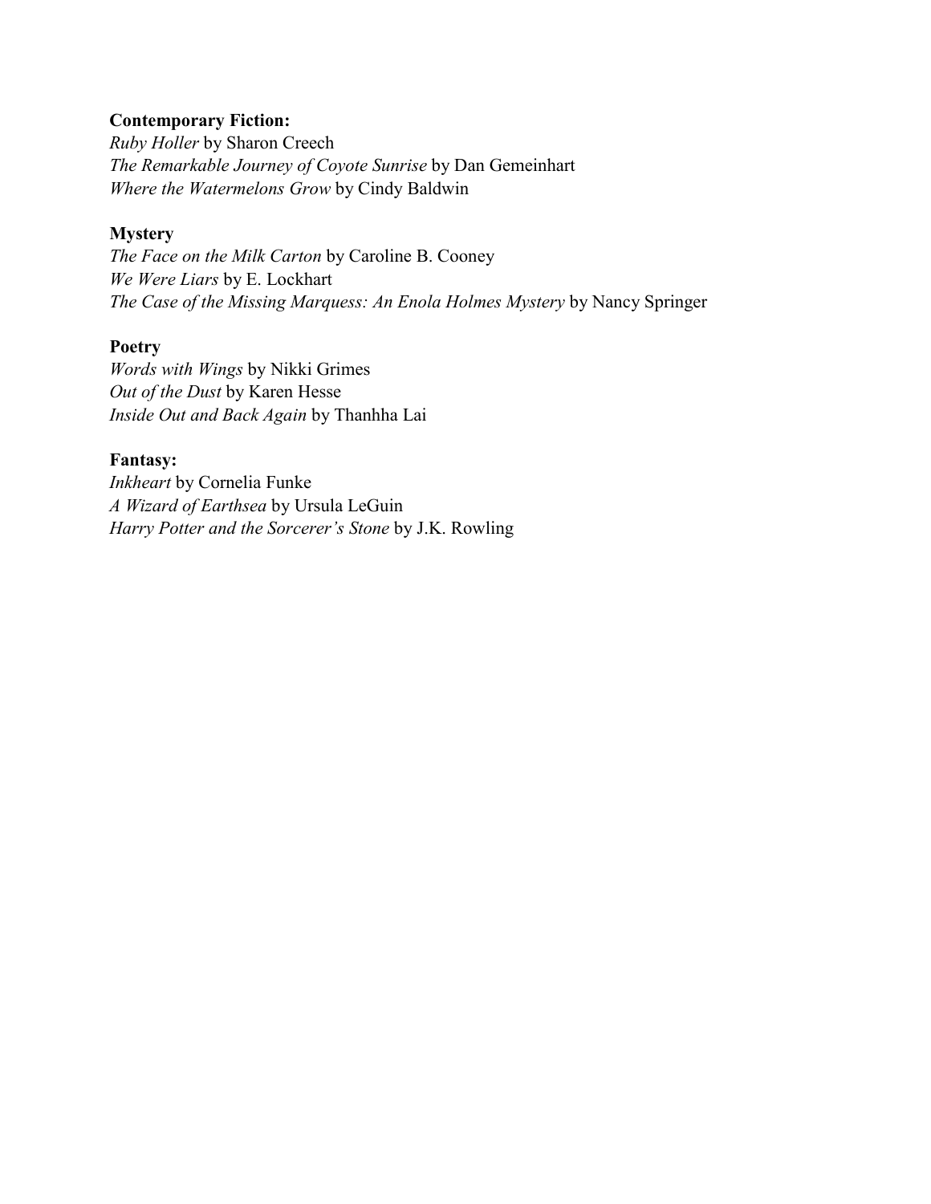**Contemporary Fiction:**
*Ruby Holler* by Sharon Creech
*The Remarkable Journey of Coyote Sunrise* by Dan Gemeinhart
*Where the Watermelons Grow* by Cindy Baldwin

**Mystery**
*The Face on the Milk Carton* by Caroline B. Cooney
*We Were Liars* by E. Lockhart
*The Case of the Missing Marquess: An Enola Holmes Mystery* by Nancy Springer

**Poetry**
*Words with Wings* by Nikki Grimes
*Out of the Dust* by Karen Hesse
*Inside Out and Back Again* by Thanhha Lai

**Fantasy:**
*Inkheart* by Cornelia Funke
*A Wizard of Earthsea* by Ursula LeGuin
*Harry Potter and the Sorcerer's Stone* by J.K. Rowling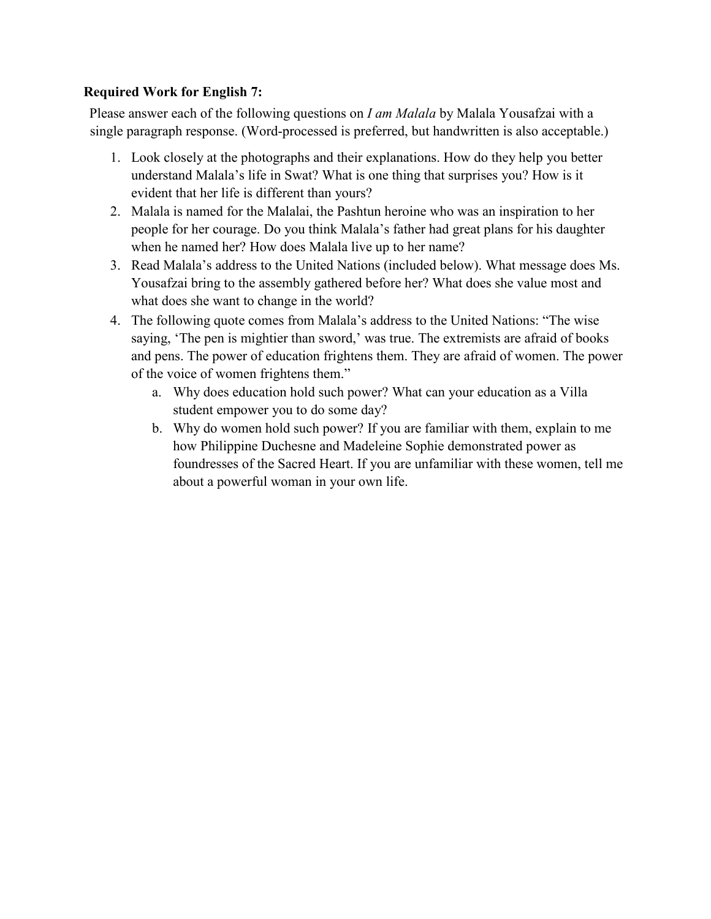**Required Work for English 7:**

Please answer each of the following questions on *I am Malala* by Malala Yousafzai with a single paragraph response. (Word-processed is preferred, but handwritten is also acceptable.)

1. Look closely at the photographs and their explanations. How do they help you better understand Malala's life in Swat? What is one thing that surprises you? How is it evident that her life is different than yours?
2. Malala is named for the Malalai, the Pashtun heroine who was an inspiration to her people for her courage. Do you think Malala's father had great plans for his daughter when he named her? How does Malala live up to her name?
3. Read Malala's address to the United Nations (included below). What message does Ms. Yousafzai bring to the assembly gathered before her? What does she value most and what does she want to change in the world?
4. The following quote comes from Malala's address to the United Nations: "The wise saying, 'The pen is mightier than sword,' was true. The extremists are afraid of books and pens. The power of education frightens them. They are afraid of women. The power of the voice of women frightens them."
   a. Why does education hold such power? What can your education as a Villa student empower you to do some day?
   b. Why do women hold such power? If you are familiar with them, explain to me how Philippine Duchesne and Madeleine Sophie demonstrated power as foundresses of the Sacred Heart. If you are unfamiliar with these women, tell me about a powerful woman in your own life.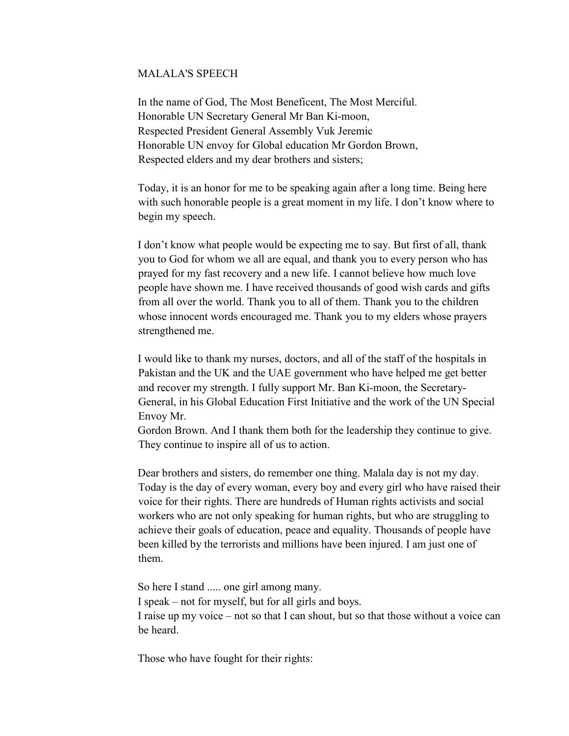MALALA'S SPEECH

In the name of God, The Most Beneficent, The Most Merciful.
Honorable UN Secretary General Mr Ban Ki-moon,
Respected President General Assembly Vuk Jeremic
Honorable UN envoy for Global education Mr Gordon Brown,
Respected elders and my dear brothers and sisters;

Today, it is an honor for me to be speaking again after a long time. Being here with such honorable people is a great moment in my life. I don't know where to begin my speech.

I don't know what people would be expecting me to say. But first of all, thank you to God for whom we all are equal, and thank you to every person who has prayed for my fast recovery and a new life. I cannot believe how much love people have shown me. I have received thousands of good wish cards and gifts from all over the world. Thank you to all of them. Thank you to the children whose innocent words encouraged me. Thank you to my elders whose prayers strengthened me.

I would like to thank my nurses, doctors, and all of the staff of the hospitals in Pakistan and the UK and the UAE government who have helped me get better and recover my strength. I fully support Mr. Ban Ki-moon, the Secretary-General, in his Global Education First Initiative and the work of the UN Special Envoy Mr.
Gordon Brown. And I thank them both for the leadership they continue to give. They continue to inspire all of us to action.

Dear brothers and sisters, do remember one thing. Malala day is not my day. Today is the day of every woman, every boy and every girl who have raised their voice for their rights. There are hundreds of Human rights activists and social workers who are not only speaking for human rights, but who are struggling to achieve their goals of education, peace and equality. Thousands of people have been killed by the terrorists and millions have been injured. I am just one of them.

So here I stand ..... one girl among many.
I speak – not for myself, but for all girls and boys.
I raise up my voice – not so that I can shout, but so that those without a voice can be heard.

Those who have fought for their rights: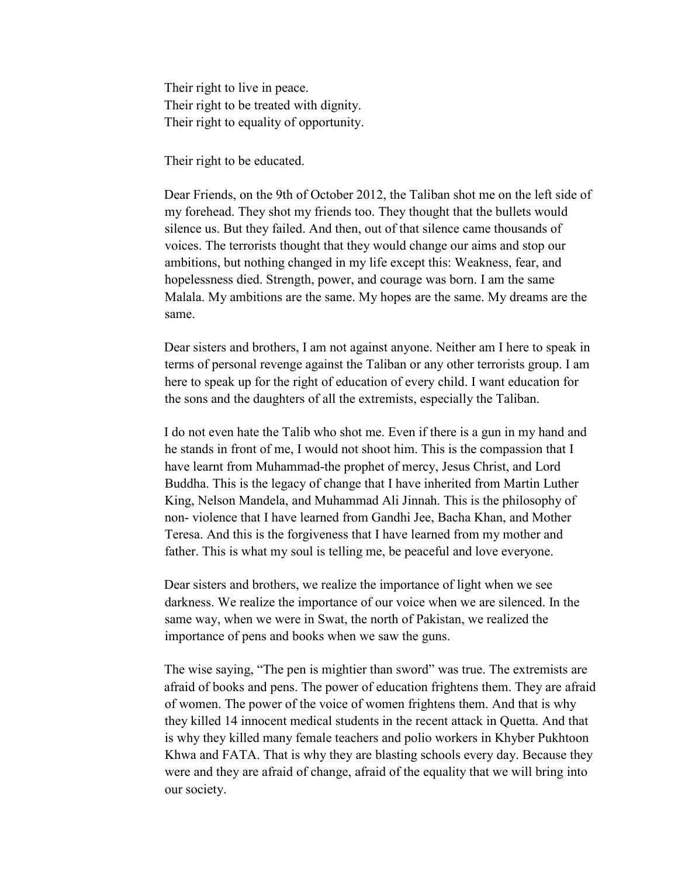Their right to live in peace.
Their right to be treated with dignity.
Their right to equality of opportunity.

Their right to be educated.

Dear Friends, on the 9th of October 2012, the Taliban shot me on the left side of my forehead. They shot my friends too. They thought that the bullets would silence us. But they failed. And then, out of that silence came thousands of voices. The terrorists thought that they would change our aims and stop our ambitions, but nothing changed in my life except this: Weakness, fear, and hopelessness died. Strength, power, and courage was born. I am the same Malala. My ambitions are the same. My hopes are the same. My dreams are the same.

Dear sisters and brothers, I am not against anyone. Neither am I here to speak in terms of personal revenge against the Taliban or any other terrorists group. I am here to speak up for the right of education of every child. I want education for the sons and the daughters of all the extremists, especially the Taliban.

I do not even hate the Talib who shot me. Even if there is a gun in my hand and he stands in front of me, I would not shoot him. This is the compassion that I have learnt from Muhammad-the prophet of mercy, Jesus Christ, and Lord Buddha. This is the legacy of change that I have inherited from Martin Luther King, Nelson Mandela, and Muhammad Ali Jinnah. This is the philosophy of non- violence that I have learned from Gandhi Jee, Bacha Khan, and Mother Teresa. And this is the forgiveness that I have learned from my mother and father. This is what my soul is telling me, be peaceful and love everyone.

Dear sisters and brothers, we realize the importance of light when we see darkness. We realize the importance of our voice when we are silenced. In the same way, when we were in Swat, the north of Pakistan, we realized the importance of pens and books when we saw the guns.

The wise saying, "The pen is mightier than sword" was true. The extremists are afraid of books and pens. The power of education frightens them. They are afraid of women. The power of the voice of women frightens them. And that is why they killed 14 innocent medical students in the recent attack in Quetta. And that is why they killed many female teachers and polio workers in Khyber Pukhtoon Khwa and FATA. That is why they are blasting schools every day. Because they were and they are afraid of change, afraid of the equality that we will bring into our society.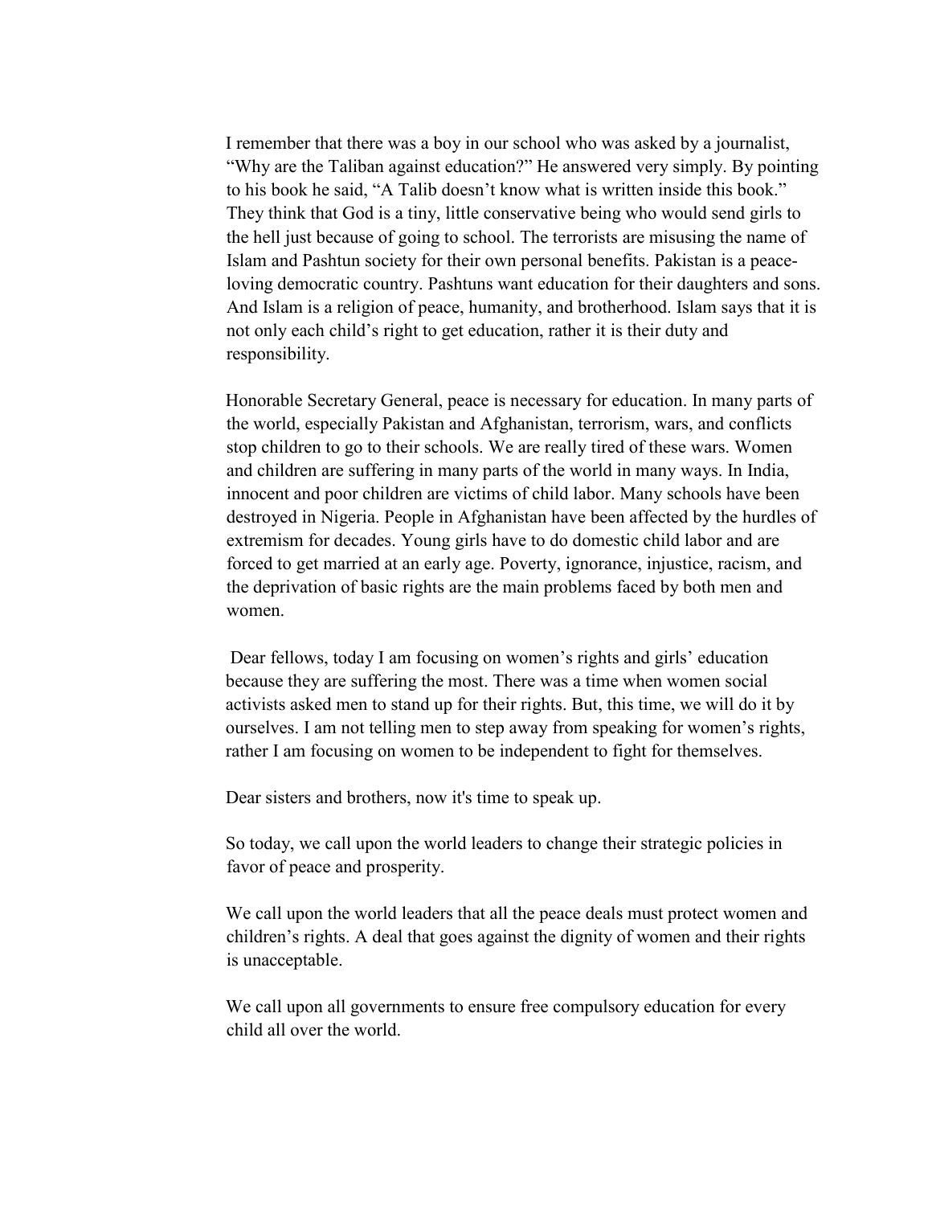I remember that there was a boy in our school who was asked by a journalist, "Why are the Taliban against education?" He answered very simply. By pointing to his book he said, "A Talib doesn't know what is written inside this book." They think that God is a tiny, little conservative being who would send girls to the hell just because of going to school. The terrorists are misusing the name of Islam and Pashtun society for their own personal benefits. Pakistan is a peace-loving democratic country. Pashtuns want education for their daughters and sons. And Islam is a religion of peace, humanity, and brotherhood. Islam says that it is not only each child's right to get education, rather it is their duty and responsibility.

Honorable Secretary General, peace is necessary for education. In many parts of the world, especially Pakistan and Afghanistan, terrorism, wars, and conflicts stop children to go to their schools. We are really tired of these wars. Women and children are suffering in many parts of the world in many ways. In India, innocent and poor children are victims of child labor. Many schools have been destroyed in Nigeria. People in Afghanistan have been affected by the hurdles of extremism for decades. Young girls have to do domestic child labor and are forced to get married at an early age. Poverty, ignorance, injustice, racism, and the deprivation of basic rights are the main problems faced by both men and women.

Dear fellows, today I am focusing on women's rights and girls' education because they are suffering the most. There was a time when women social activists asked men to stand up for their rights. But, this time, we will do it by ourselves. I am not telling men to step away from speaking for women's rights, rather I am focusing on women to be independent to fight for themselves.

Dear sisters and brothers, now it's time to speak up.

So today, we call upon the world leaders to change their strategic policies in favor of peace and prosperity.

We call upon the world leaders that all the peace deals must protect women and children's rights. A deal that goes against the dignity of women and their rights is unacceptable.

We call upon all governments to ensure free compulsory education for every child all over the world.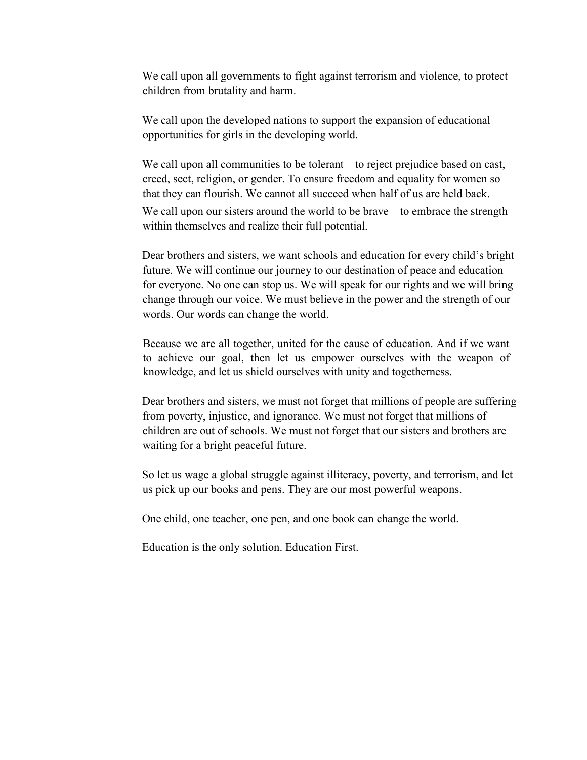We call upon all governments to fight against terrorism and violence, to protect children from brutality and harm.

We call upon the developed nations to support the expansion of educational opportunities for girls in the developing world.

We call upon all communities to be tolerant – to reject prejudice based on cast, creed, sect, religion, or gender. To ensure freedom and equality for women so that they can flourish. We cannot all succeed when half of us are held back.

We call upon our sisters around the world to be brave – to embrace the strength within themselves and realize their full potential.

Dear brothers and sisters, we want schools and education for every child's bright future. We will continue our journey to our destination of peace and education for everyone. No one can stop us. We will speak for our rights and we will bring change through our voice. We must believe in the power and the strength of our words. Our words can change the world.

Because we are all together, united for the cause of education. And if we want to achieve our goal, then let us empower ourselves with the weapon of knowledge, and let us shield ourselves with unity and togetherness.

Dear brothers and sisters, we must not forget that millions of people are suffering from poverty, injustice, and ignorance. We must not forget that millions of children are out of schools. We must not forget that our sisters and brothers are waiting for a bright peaceful future.

So let us wage a global struggle against illiteracy, poverty, and terrorism, and let us pick up our books and pens. They are our most powerful weapons.

One child, one teacher, one pen, and one book can change the world.

Education is the only solution. Education First.